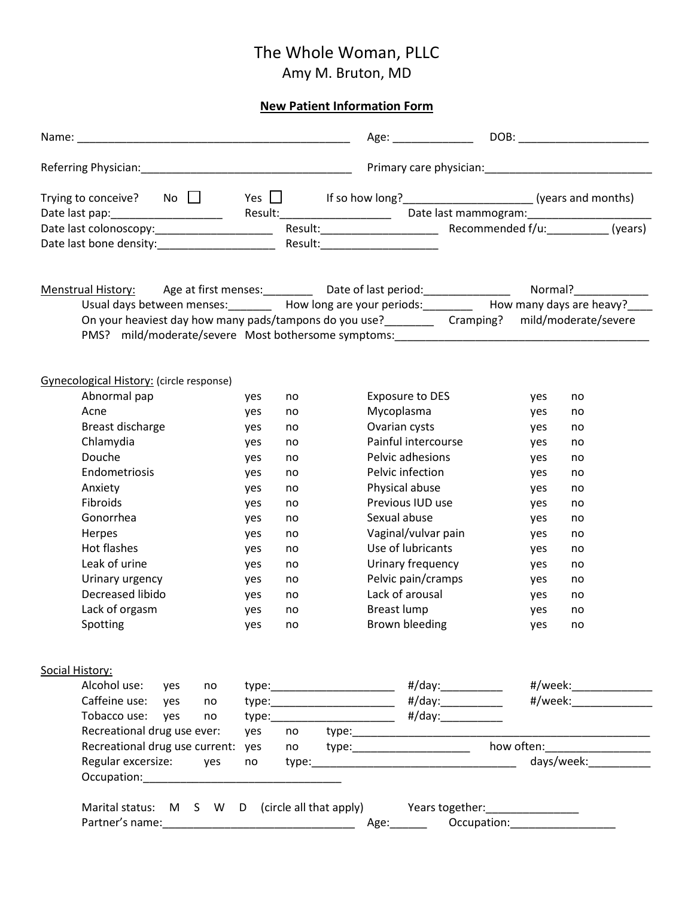# The Whole Woman, PLLC

## Amy M. Bruton, MD

**New Patient Information Form**

Name: _____________________________________________ Age: _____________ DOB: _____________________

Referring Physician:__________________________________ Primary care physician:___________________________

Trying to conceive? No ☐ Yes ☐ If so how long?____________________ (years and months)

Date last pap:_________________ Result:_________________ Date last mammogram:____________________

Date last colonoscopy:___________________ Result:__________________ Recommended f/u:_________ (years)

Date last bone density:___________________ Result:__________________

Menstrual History: Age at first menses:________ Date of last period:______________ Normal?____________

Usual days between menses:_______ How long are your periods:________ How many days are heavy?____

On your heaviest day how many pads/tampons do you use?________ Cramping? mild/moderate/severe

PMS? mild/moderate/severe Most bothersome symptoms:_________________________________________

Gynecological History: (circle response)

| | | | | | |
|---|---|---|---|---|---|
| Abnormal pap | yes | no | Exposure to DES | yes | no |
| Acne | yes | no | Mycoplasma | yes | no |
| Breast discharge | yes | no | Ovarian cysts | yes | no |
| Chlamydia | yes | no | Painful intercourse | yes | no |
| Douche | yes | no | Pelvic adhesions | yes | no |
| Endometriosis | yes | no | Pelvic infection | yes | no |
| Anxiety | yes | no | Physical abuse | yes | no |
| Fibroids | yes | no | Previous IUD use | yes | no |
| Gonorrhea | yes | no | Sexual abuse | yes | no |
| Herpes | yes | no | Vaginal/vulvar pain | yes | no |
| Hot flashes | yes | no | Use of lubricants | yes | no |
| Leak of urine | yes | no | Urinary frequency | yes | no |
| Urinary urgency | yes | no | Pelvic pain/cramps | yes | no |
| Decreased libido | yes | no | Lack of arousal | yes | no |
| Lack of orgasm | yes | no | Breast lump | yes | no |
| Spotting | yes | no | Brown bleeding | yes | no |

Social History:

Alcohol use: yes no type:___________________ #/day:_________ #/week:_____________

Caffeine use: yes no type:___________________ #/day:_________ #/week:_____________

Tobacco use: yes no type:___________________ #/day:_________

Recreational drug use ever: yes no type:_______________________________________________

Recreational drug use current: yes no type:__________________ how often:_________________

Regular excersize: yes no type:_________________________________ days/week:__________

Occupation:________________________________

Marital status: M S W D (circle all that apply) Years together:_______________

Partner's name:______________________________ Age:______ Occupation:_________________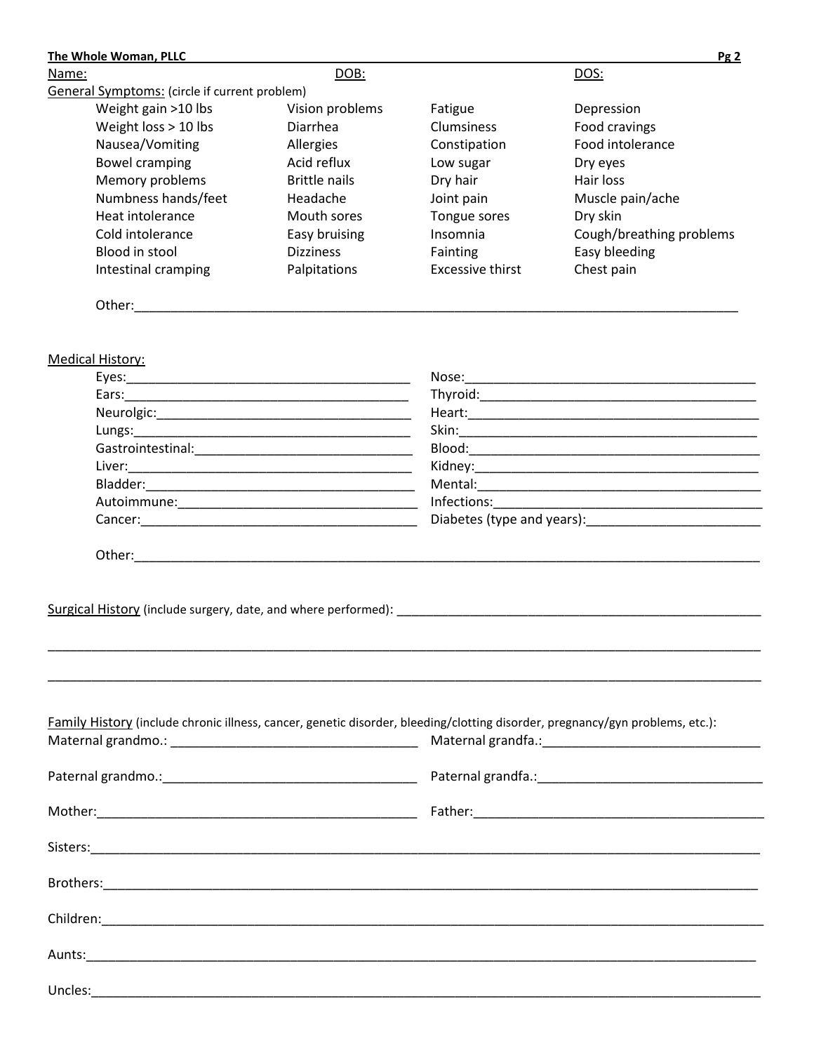**The Whole Woman, PLLC**

Name: DOB: DOS:

General Symptoms: (circle if current problem)

| | | | |
|---|---|---|---|
| Weight gain >10 lbs | Vision problems | Fatigue | Depression |
| Weight loss > 10 lbs | Diarrhea | Clumsiness | Food cravings |
| Nausea/Vomiting | Allergies | Constipation | Food intolerance |
| Bowel cramping | Acid reflux | Low sugar | Dry eyes |
| Memory problems | Brittle nails | Dry hair | Hair loss |
| Numbness hands/feet | Headache | Joint pain | Muscle pain/ache |
| Heat intolerance | Mouth sores | Tongue sores | Dry skin |
| Cold intolerance | Easy bruising | Insomnia | Cough/breathing problems |
| Blood in stool | Dizziness | Fainting | Easy bleeding |
| Intestinal cramping | Palpitations | Excessive thirst | Chest pain |

Other:____________________________________________________________

Medical History:

| | |
|---|---|
| Eyes:______________________ | Nose:______________________ |
| Ears:______________________ | Thyroid:______________________ |
| Neurlogic:______________________ | Heart:______________________ |
| Lungs:______________________ | Skin:______________________ |
| Gastrointestinal:______________________ | Blood:______________________ |
| Liver:______________________ | Kidney:______________________ |
| Bladder:______________________ | Mental:______________________ |
| Autoimmune:______________________ | Infections:______________________ |
| Cancer:______________________ | Diabetes (type and years):______________________ |

Other:____________________________________________________________

Surgical History (include surgery, date, and where performed): ____________________________________________________________

____________________________________________________________

____________________________________________________________

Family History (include chronic illness, cancer, genetic disorder, bleeding/clotting disorder, pregnancy/gyn problems, etc.):

| | |
|---|---|
| Maternal grandmo.: ______________________ | Maternal grandfa.:______________________ |
| Paternal grandmo.:______________________ | Paternal grandfa.:______________________ |
| Mother:______________________ | Father:______________________ |

Sisters:____________________________________________________________

Brothers:____________________________________________________________

Children:____________________________________________________________

Aunts:____________________________________________________________

Uncles:____________________________________________________________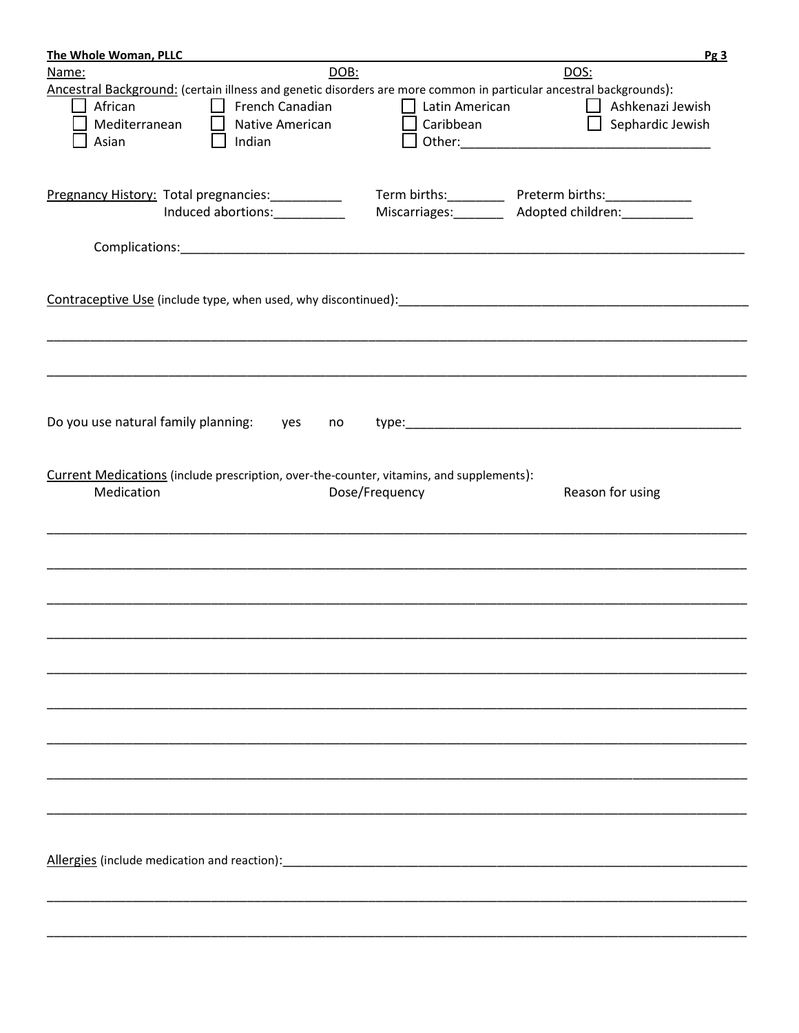**The Whole Woman, PLLC**

Name: DOB: DOS:

Ancestral Background: (certain illness and genetic disorders are more common in particular ancestral backgrounds):

- ☐ African
- ☐ French Canadian
- ☐ Latin American
- ☐ Ashkenazi Jewish
- ☐ Mediterranean
- ☐ Native American
- ☐ Caribbean
- ☐ Sephardic Jewish
- ☐ Asian
- ☐ Indian
- ☐ Other:___________________________________

Pregnancy History: Total pregnancies:__________ Term births:________ Preterm births:____________

Induced abortions:__________ Miscarriages:_______ Adopted children:__________

Complications:___________________________________________________________________________

Contraceptive Use (include type, when used, why discontinued):_________________________________________________

_____________________________________________________________________________________________

_____________________________________________________________________________________________

Do you use natural family planning: yes no type:_________________________________________________

Current Medications (include prescription, over-the-counter, vitamins, and supplements):

| Medication | Dose/Frequency | Reason for using |
| --- | --- | --- |
| | | |
| | | |
| | | |
| | | |
| | | |
| | | |
| | | |
| | | |
| | | |

Allergies (include medication and reaction):_______________________________________________________________

_____________________________________________________________________________________________

_____________________________________________________________________________________________